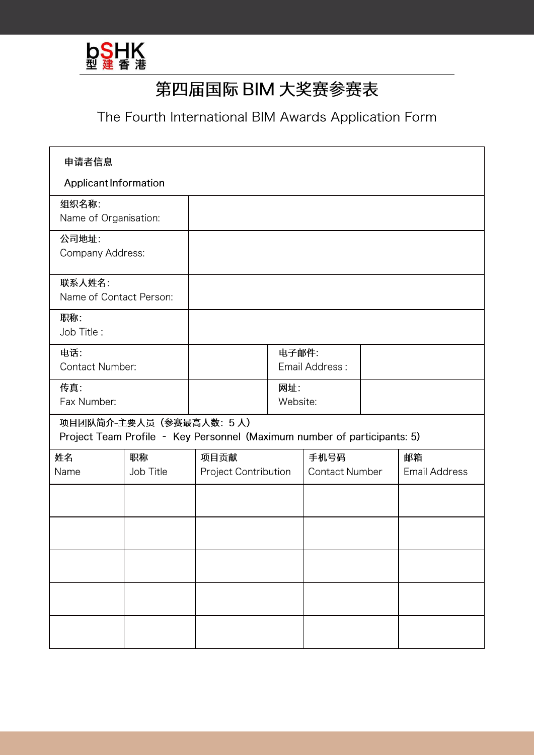bSHK 型建香港

# 第四届国际 BIM 大奖赛参赛表

## The Fourth International BIM Awards Application Form

| 申请者信息<br>Applicant Information | | | |
|---|---|---|---|
| 组织名称:<br>Name of Organisation: | | | |
| 公司地址:<br>Company Address: | | | |
| 联系人姓名:<br>Name of Contact Person: | | | |
| 职称:<br>Job Title : | | | |
| 电话:<br>Contact Number: | | 电子邮件:<br>Email Address : | |
| 传真:<br>Fax Number: | | 网址:<br>Website: | |

| 项目团队简介-主要人员（参赛最高人数: 5 人）<br>Project Team Profile - Key Personnel (Maximum number of participants: 5) | | | | |
|---|---|---|---|---|
| 姓名<br>Name | 职称<br>Job Title | 项目贡献<br>Project Contribution | 手机号码<br>Contact Number | 邮箱<br>Email Address |
| | | | | |
| | | | | |
| | | | | |
| | | | | |
| | | | | |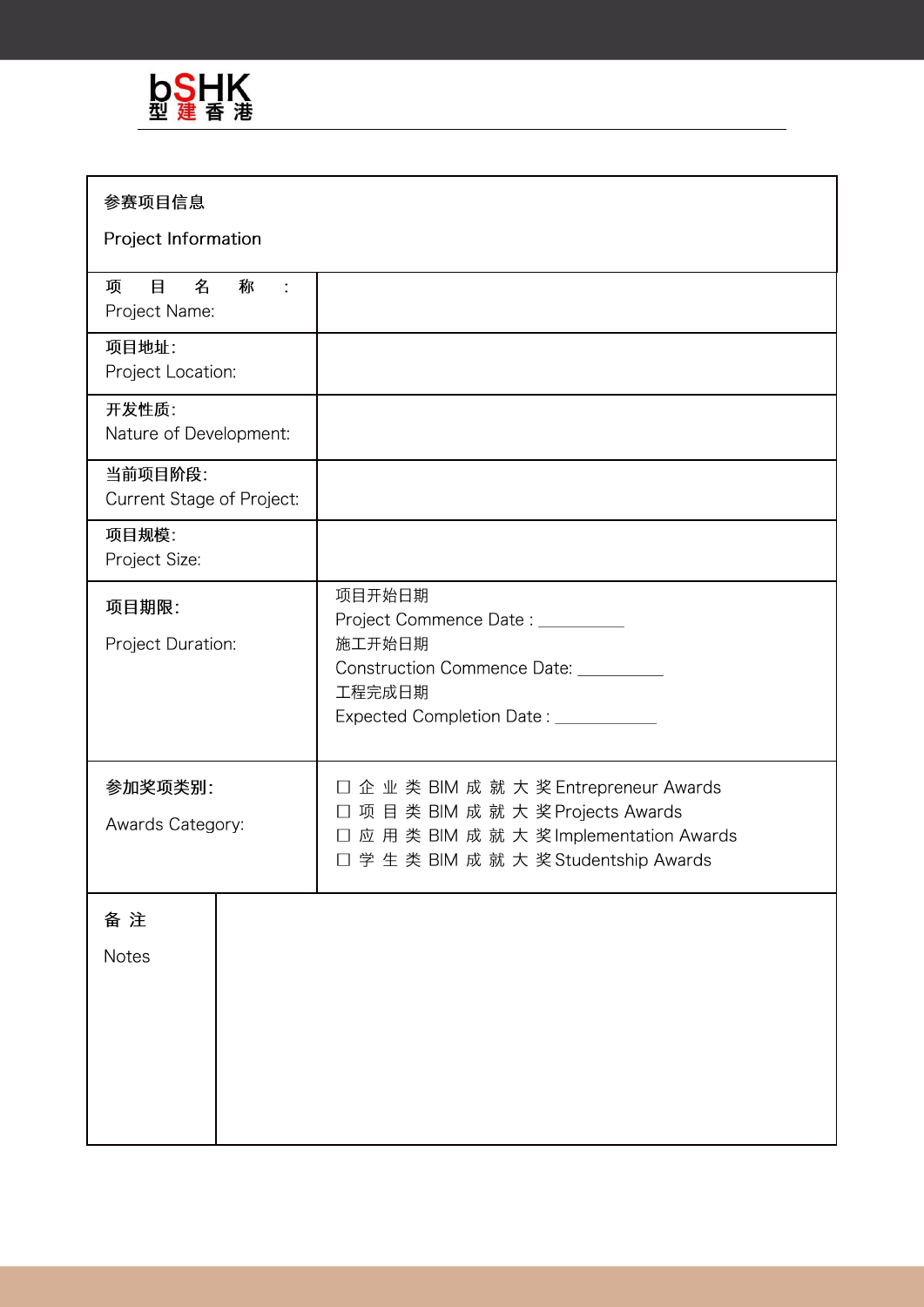bSHK
型建香港

| 参赛项目信息<br>Project Information | |
|---|---|
| 项　目　名　称　:<br>Project Name: | |
| 项目地址:<br>Project Location: | |
| 开发性质:<br>Nature of Development: | |
| 当前项目阶段:<br>Current Stage of Project: | |
| 项目规模:<br>Project Size: | |
| 项目期限:<br>Project Duration: | 项目开始日期<br>Project Commence Date : __________<br>施工开始日期<br>Construction Commence Date: __________<br>工程完成日期<br>Expected Completion Date : ____________ |
| 参加奖项类别:<br>Awards Category: | ☐ 企 业 类 BIM 成 就 大 奖 Entrepreneur Awards<br>☐ 项 目 类 BIM 成 就 大 奖 Projects Awards<br>☐ 应 用 类 BIM 成 就 大 奖 Implementation Awards<br>☐ 学 生 类 BIM 成 就 大 奖 Studentship Awards |
| 备 注<br>Notes | |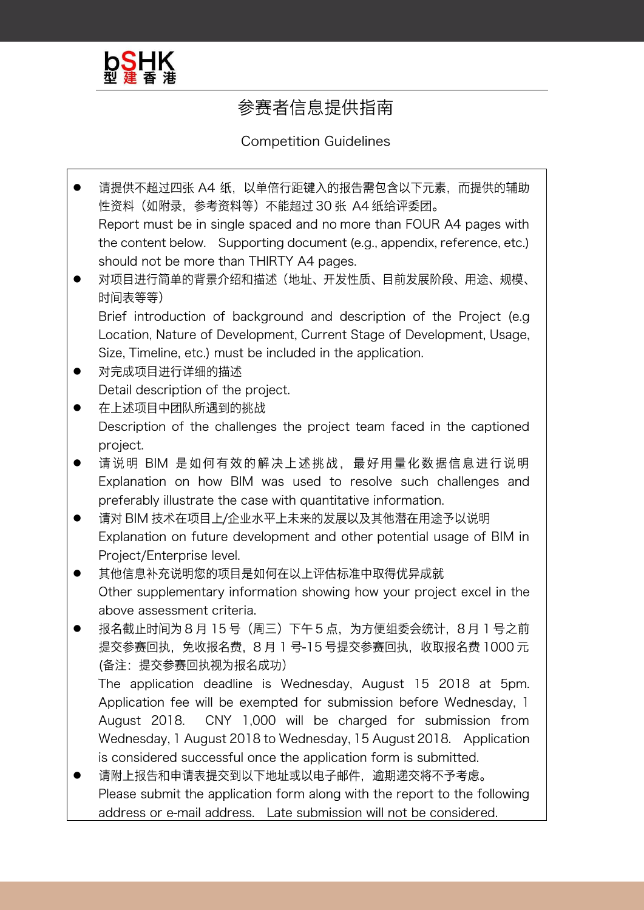# 参赛者信息提供指南

## Competition Guidelines

- 请提供不超过四张 A4 纸，以单倍行距键入的报告需包含以下元素，而提供的辅助性资料（如附录，参考资料等）不能超过 30 张 A4 纸给评委团。
  Report must be in single spaced and no more than FOUR A4 pages with the content below. Supporting document (e.g., appendix, reference, etc.) should not be more than THIRTY A4 pages.
- 对项目进行简单的背景介绍和描述（地址、开发性质、目前发展阶段、用途、规模、时间表等等）
  Brief introduction of background and description of the Project (e.g Location, Nature of Development, Current Stage of Development, Usage, Size, Timeline, etc.) must be included in the application.
- 对完成项目进行详细的描述
  Detail description of the project.
- 在上述项目中团队所遇到的挑战
  Description of the challenges the project team faced in the captioned project.
- 请说明 BIM 是如何有效的解决上述挑战，最好用量化数据信息进行说明
  Explanation on how BIM was used to resolve such challenges and preferably illustrate the case with quantitative information.
- 请对 BIM 技术在项目上/企业水平上未来的发展以及其他潜在用途予以说明
  Explanation on future development and other potential usage of BIM in Project/Enterprise level.
- 其他信息补充说明您的项目是如何在以上评估标准中取得优异成就
  Other supplementary information showing how your project excel in the above assessment criteria.
- 报名截止时间为 8 月 15 号（周三）下午 5 点，为方便组委会统计，8 月 1 号之前提交参赛回执，免收报名费，8 月 1 号-15 号提交参赛回执，收取报名费 1000 元 (备注：提交参赛回执视为报名成功)
  The application deadline is Wednesday, August 15 2018 at 5pm. Application fee will be exempted for submission before Wednesday, 1 August 2018. CNY 1,000 will be charged for submission from Wednesday, 1 August 2018 to Wednesday, 15 August 2018. Application is considered successful once the application form is submitted.
- 请附上报告和申请表提交到以下地址或以电子邮件，逾期递交将不予考虑。
  Please submit the application form along with the report to the following address or e-mail address. Late submission will not be considered.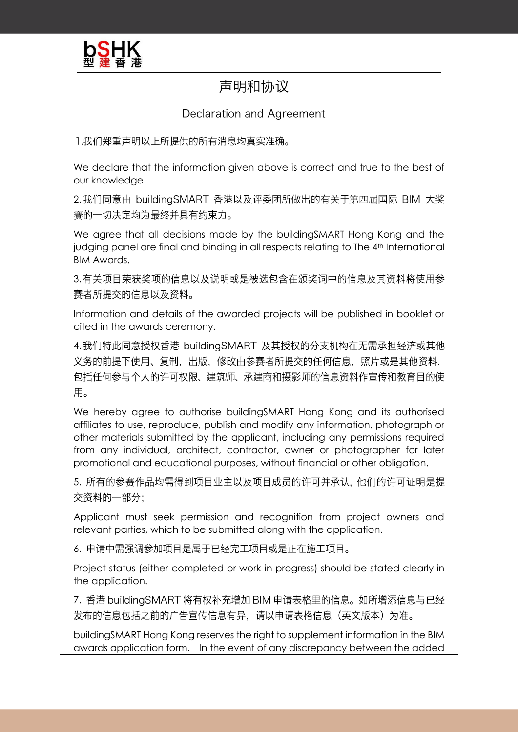# 声明和协议

## Declaration and Agreement

1.我们郑重声明以上所提供的所有消息均真实准确。

We declare that the information given above is correct and true to the best of our knowledge.

2.我们同意由 buildingSMART 香港以及评委团所做出的有关于第四届国际 BIM 大奖赛的一切决定均为最终并具有约束力。

We agree that all decisions made by the buildingSMART Hong Kong and the judging panel are final and binding in all respects relating to The 4th International BIM Awards.

3.有关项目荣获奖项的信息以及说明或是被选包含在颁奖词中的信息及其资料将使用参赛者所提交的信息以及资料。

Information and details of the awarded projects will be published in booklet or cited in the awards ceremony.

4.我们特此同意授权香港 buildingSMART 及其授权的分支机构在无需承担经济或其他义务的前提下使用、复制，出版，修改由参赛者所提交的任何信息，照片或是其他资料，包括任何参与个人的许可权限、建筑师、承建商和摄影师的信息资料作宣传和教育目的使用。

We hereby agree to authorise buildingSMART Hong Kong and its authorised affiliates to use, reproduce, publish and modify any information, photograph or other materials submitted by the applicant, including any permissions required from any individual, architect, contractor, owner or photographer for later promotional and educational purposes, without financial or other obligation.

5. 所有的参赛作品均需得到项目业主以及项目成员的许可并承认，他们的许可证明是提交资料的一部分；

Applicant must seek permission and recognition from project owners and relevant parties, which to be submitted along with the application.

6. 申请中需强调参加项目是属于已经完工项目或是正在施工项目。

Project status (either completed or work-in-progress) should be stated clearly in the application.

7. 香港 buildingSMART 将有权补充增加 BIM 申请表格里的信息。如所增添信息与已经发布的信息包括之前的广告宣传信息有异，请以申请表格信息（英文版本）为准。

buildingSMART Hong Kong reserves the right to supplement information in the BIM awards application form.  In the event of any discrepancy between the added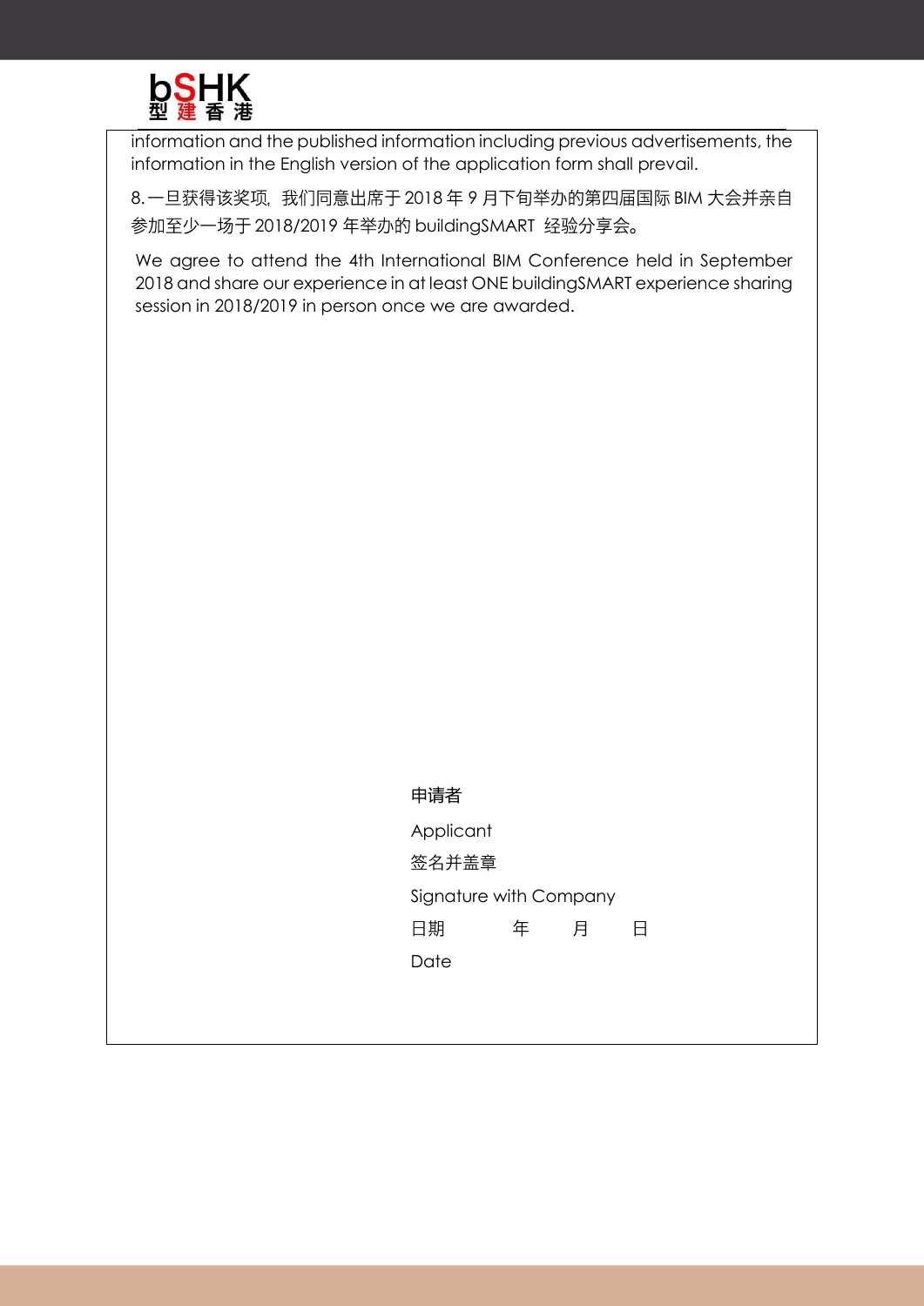information and the published information including previous advertisements, the information in the English version of the application form shall prevail.

8.一旦获得该奖项, 我们同意出席于 2018 年 9 月下旬举办的第四届国际 BIM 大会并亲自参加至少一场于 2018/2019 年举办的 buildingSMART 经验分享会。

We agree to attend the 4th International BIM Conference held in September 2018 and share our experience in at least ONE buildingSMART experience sharing session in 2018/2019 in person once we are awarded.

申请者

Applicant

签名并盖章

Signature with Company

日期 年 月 日

Date